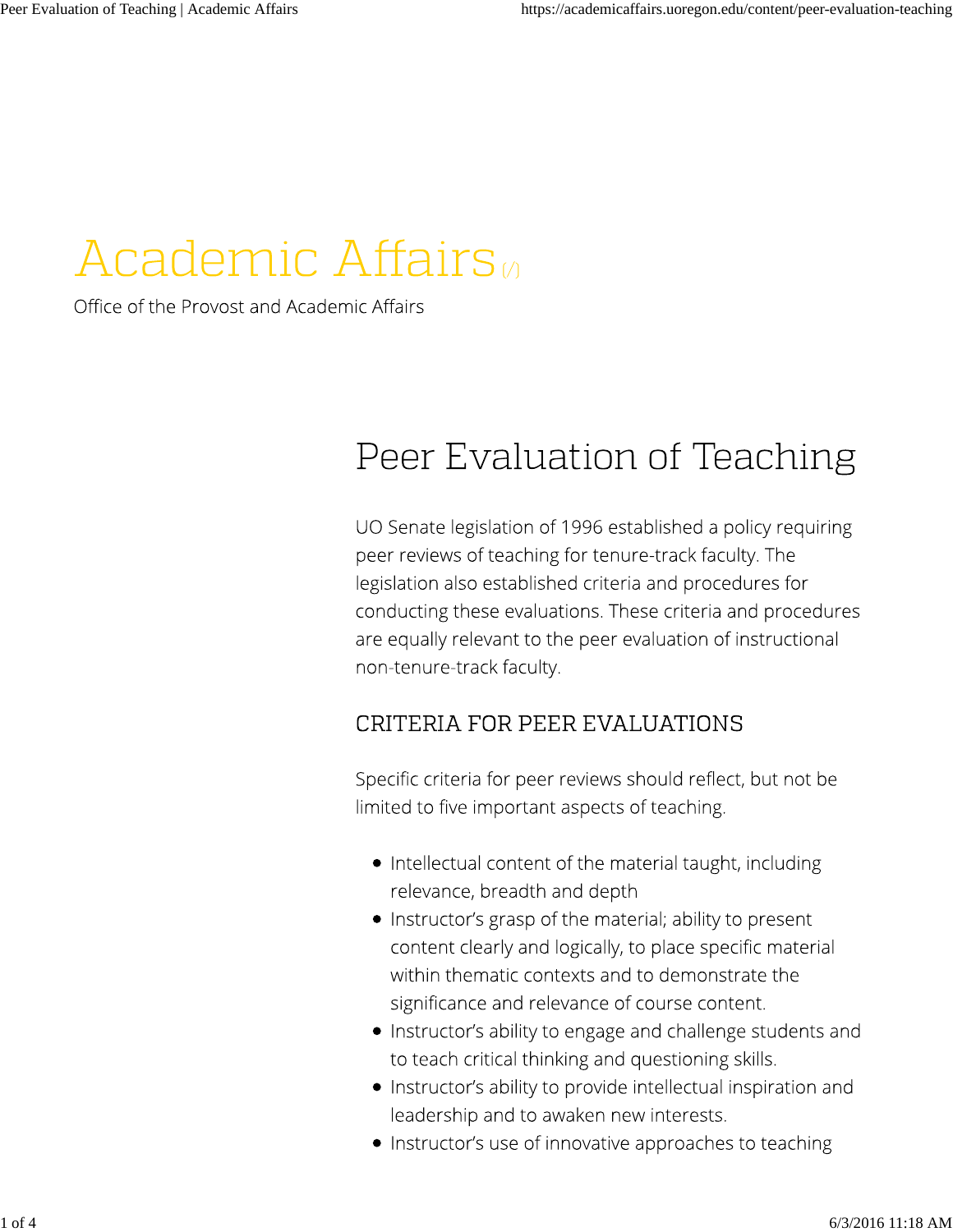# Academic Affairs (/)

Office of the Provost and Academic Affairs

## Peer Evaluation of Teaching

UO Senate legislation of 1996 established a policy requiring peer reviews of teaching for tenure-track faculty. The legislation also established criteria and procedures for conducting these evaluations. These criteria and procedures are equally relevant to the peer evaluation of instructional non-tenure-track faculty.

### CRITERIA FOR PEER EVALUATIONS

Specific criteria for peer reviews should reflect, but not be limited to five important aspects of teaching.

- Intellectual content of the material taught, including relevance, breadth and depth
- Instructor's grasp of the material; ability to present content clearly and logically, to place specific material within thematic contexts and to demonstrate the significance and relevance of course content.
- Instructor's ability to engage and challenge students and to teach critical thinking and questioning skills.
- Instructor's ability to provide intellectual inspiration and leadership and to awaken new interests.
- Instructor's use of innovative approaches to teaching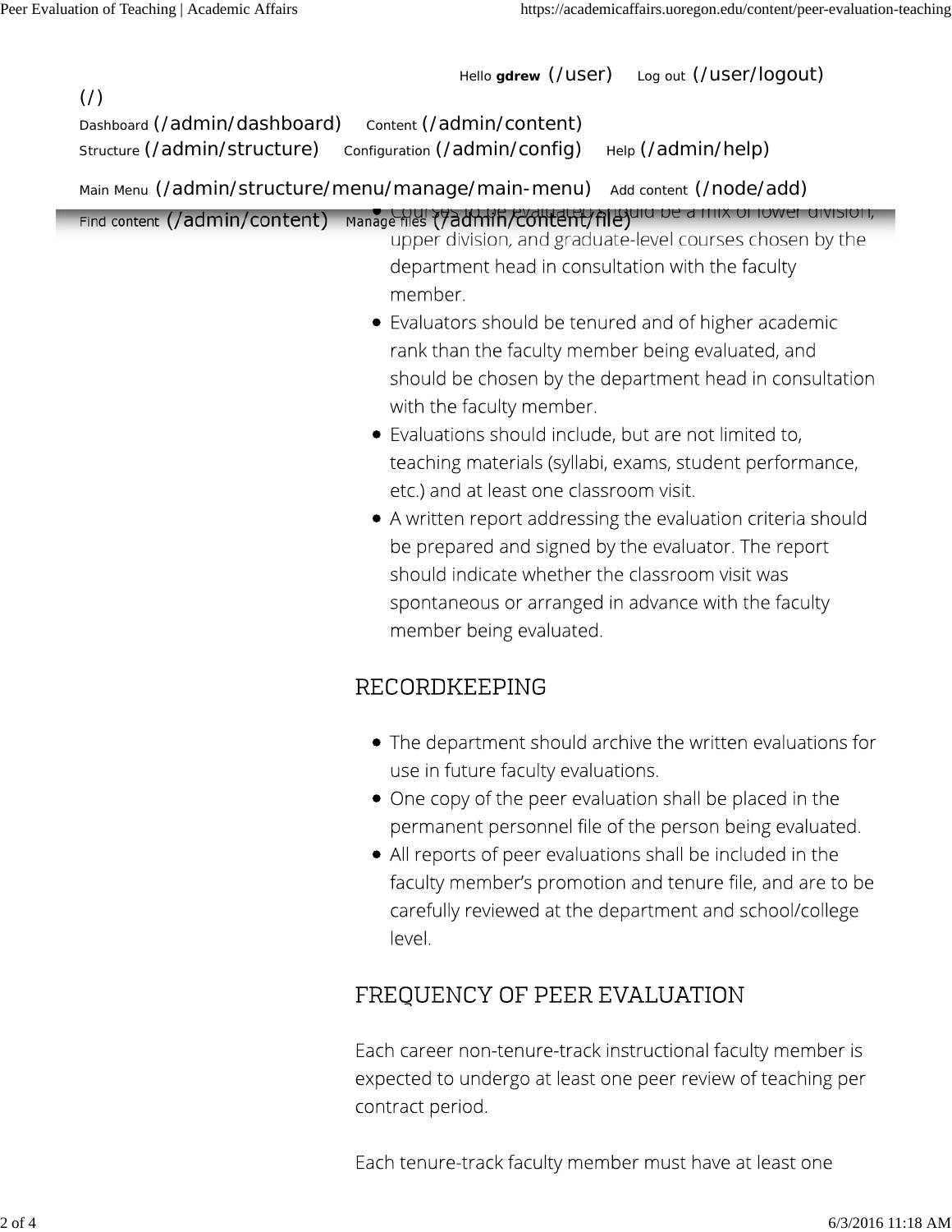- Courses to be evaluated should be a mix of lower division, upper division, and graduate-level courses chosen by the department head in consultation with the faculty member.
- Evaluators should be tenured and of higher academic rank than the faculty member being evaluated, and should be chosen by the department head in consultation with the faculty member.
- Evaluations should include, but are not limited to, teaching materials (syllabi, exams, student performance, etc.) and at least one classroom visit.
- A written report addressing the evaluation criteria should be prepared and signed by the evaluator. The report should indicate whether the classroom visit was spontaneous or arranged in advance with the faculty member being evaluated.

## RECORDKEEPING

- The department should archive the written evaluations for use in future faculty evaluations.
- One copy of the peer evaluation shall be placed in the permanent personnel file of the person being evaluated.
- All reports of peer evaluations shall be included in the faculty member's promotion and tenure file, and are to be carefully reviewed at the department and school/college level.

## FREQUENCY OF PEER EVALUATION

Each career non-tenure-track instructional faculty member is expected to undergo at least one peer review of teaching per contract period.

Each tenure-track faculty member must have at least one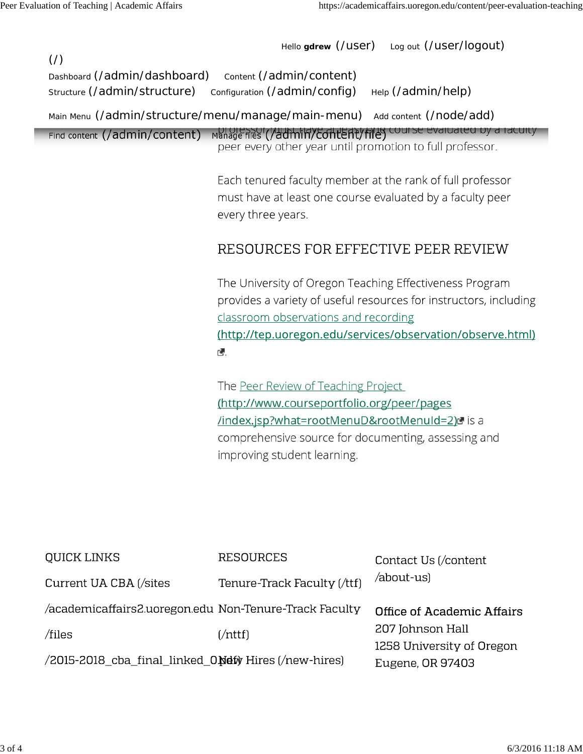Hello **gdrew** (/user) Log out (/user/logout)

(/)

Dashboard (/admin/dashboard) Content (/admin/content)
Structure (/admin/structure) Configuration (/admin/config) Help (/admin/help)

Main Menu (/admin/structure/menu/manage/main-menu) Add content (/node/add)

Find content (/admin/content) Manage files (/admin/content/file)

professor must have at least one course evaluated by a faculty peer every other year until promotion to full professor.

Each tenured faculty member at the rank of full professor must have at least one course evaluated by a faculty peer every three years.

## RESOURCES FOR EFFECTIVE PEER REVIEW

The University of Oregon Teaching Effectiveness Program provides a variety of useful resources for instructors, including [classroom observations and recording (http://tep.uoregon.edu/services/observation/observe.html)](http://tep.uoregon.edu/services/observation/observe.html).

The [Peer Review of Teaching Project (http://www.courseportfolio.org/peer/pages/index.jsp?what=rootMenuD&rootMenuId=2)](http://www.courseportfolio.org/peer/pages/index.jsp?what=rootMenuD&rootMenuId=2) is a comprehensive source for documenting, assessing and improving student learning.

QUICK LINKS

Current UA CBA (/sites/academicaffairs2.uoregon.edu/files/2015-2018_cba_final_linked_0.pdf)

RESOURCES

Tenure-Track Faculty (/ttf)

Non-Tenure-Track Faculty (/nttf)

New Hires (/new-hires)

Contact Us (/content/about-us)

**Office of Academic Affairs**
207 Johnson Hall
1258 University of Oregon
Eugene, OR 97403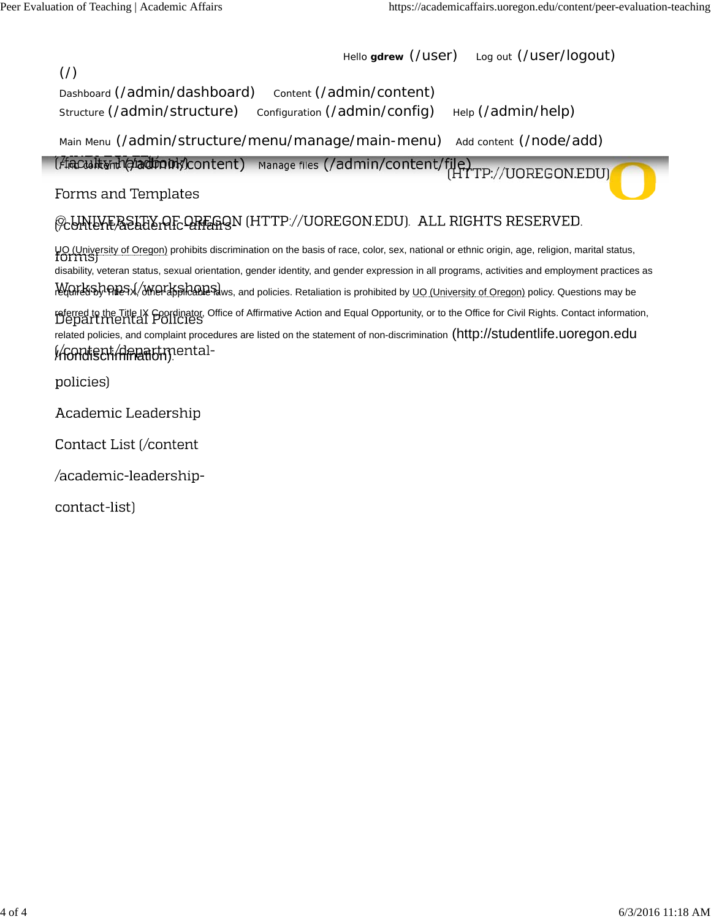Hello **gdrew** (/user) Log out (/user/logout)

(/)

Dashboard (/admin/dashboard) Content (/admin/content) Structure (/admin/structure) Configuration (/admin/config) Help (/admin/help)

Main Menu (/admin/structure/menu/manage/main-menu) Add content (/node/add)

Find content (/admin/content) Manage files (/admin/content/file)

(faculty-headcount)

(HTTP://UOREGON.EDU)

Forms and Templates (/content/academic-affairs-forms)

Workshops (/workshops)

Departmental Policies (/content/departmental-policies)

Academic Leadership Contact List (/content/academic-leadership-contact-list)

© UNIVERSITY OF OREGON (HTTP://UOREGON.EDU). ALL RIGHTS RESERVED.

UO (University of Oregon) prohibits discrimination on the basis of race, color, sex, national or ethnic origin, age, religion, marital status, disability, veteran status, sexual orientation, gender identity, and gender expression in all programs, activities and employment practices as required by Title IX, other applicable laws, and policies. Retaliation is prohibited by UO (University of Oregon) policy. Questions may be referred to the Title IX Coordinator, Office of Affirmative Action and Equal Opportunity, or to the Office for Civil Rights. Contact information, related policies, and complaint procedures are listed on the statement of non-discrimination (http://studentlife.uoregon.edu/nondiscrimination).